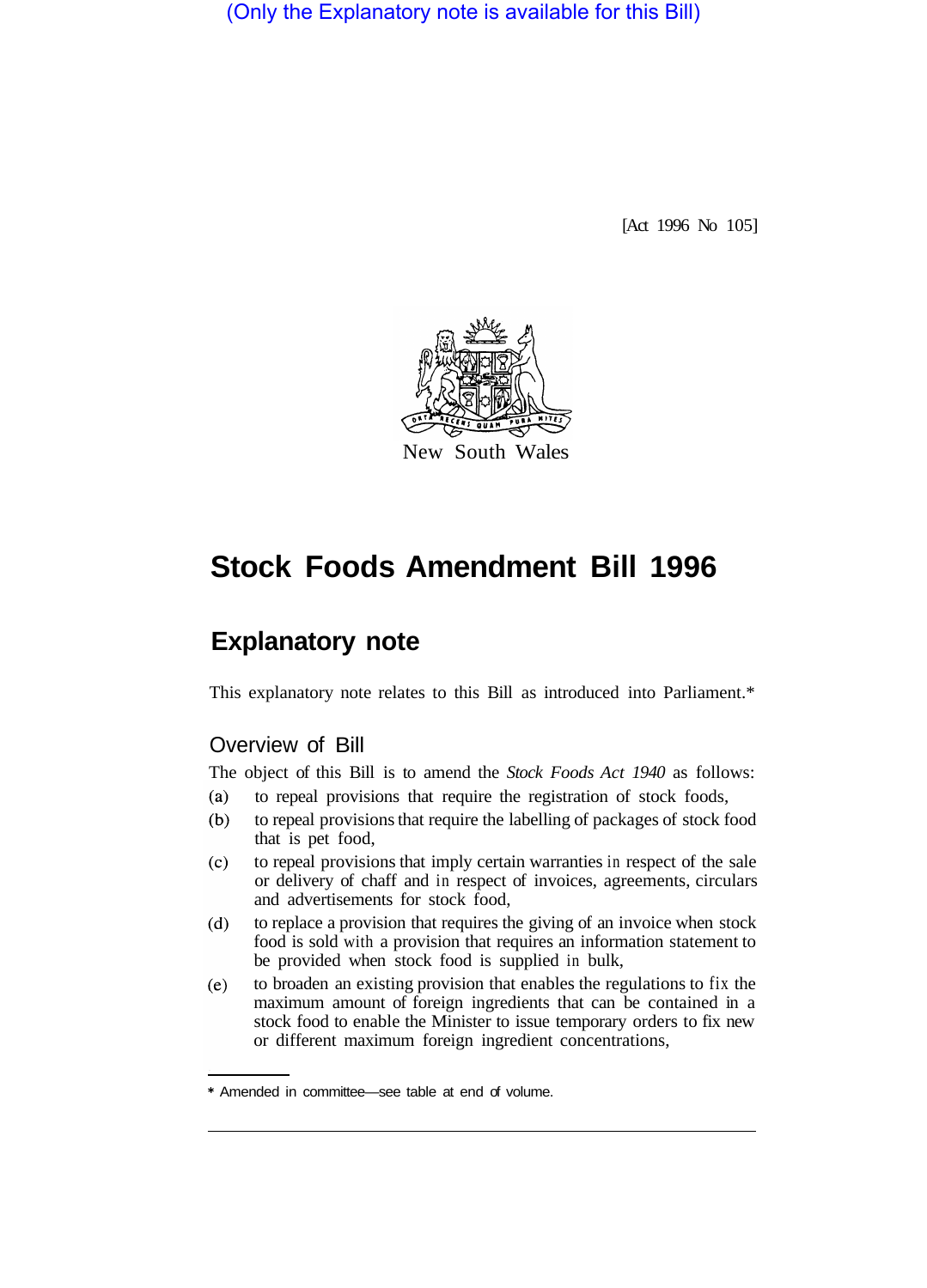(Only the Explanatory note is available for this Bill)

[Act 1996 No 105]

New South Wales

# Stock Foods Amendment Bill 1996

## Explanatory note

This explanatory note relates to this Bill as introduced into Parliament.*

### Overview of Bill

The object of this Bill is to amend the *Stock Foods Act 1940* as follows:

(a) to repeal provisions that require the registration of stock foods,

(b) to repeal provisions that require the labelling of packages of stock food that is pet food,

(c) to repeal provisions that imply certain warranties in respect of the sale or delivery of chaff and in respect of invoices, agreements, circulars and advertisements for stock food,

(d) to replace a provision that requires the giving of an invoice when stock food is sold with a provision that requires an information statement to be provided when stock food is supplied in bulk,

(e) to broaden an existing provision that enables the regulations to fix the maximum amount of foreign ingredients that can be contained in a stock food to enable the Minister to issue temporary orders to fix new or different maximum foreign ingredient concentrations,

* Amended in committee—see table at end of volume.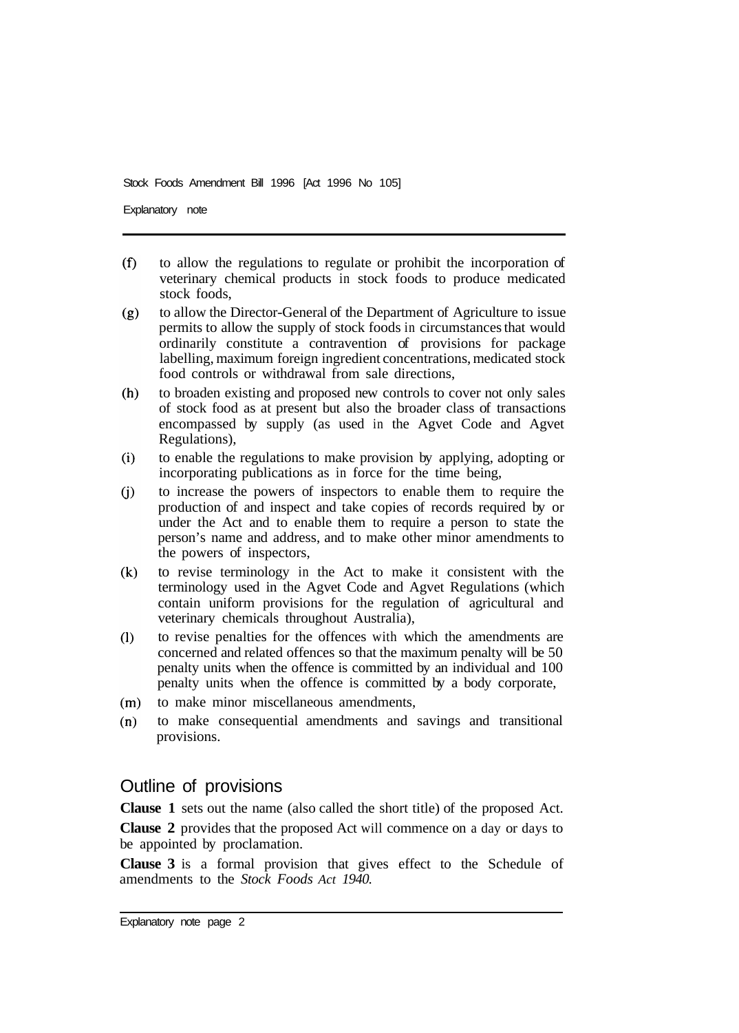(f) to allow the regulations to regulate or prohibit the incorporation of veterinary chemical products in stock foods to produce medicated stock foods,

(g) to allow the Director-General of the Department of Agriculture to issue permits to allow the supply of stock foods in circumstances that would ordinarily constitute a contravention of provisions for package labelling, maximum foreign ingredient concentrations, medicated stock food controls or withdrawal from sale directions,

(h) to broaden existing and proposed new controls to cover not only sales of stock food as at present but also the broader class of transactions encompassed by supply (as used in the Agvet Code and Agvet Regulations),

(i) to enable the regulations to make provision by applying, adopting or incorporating publications as in force for the time being,

(j) to increase the powers of inspectors to enable them to require the production of and inspect and take copies of records required by or under the Act and to enable them to require a person to state the person's name and address, and to make other minor amendments to the powers of inspectors,

(k) to revise terminology in the Act to make it consistent with the terminology used in the Agvet Code and Agvet Regulations (which contain uniform provisions for the regulation of agricultural and veterinary chemicals throughout Australia),

(l) to revise penalties for the offences with which the amendments are concerned and related offences so that the maximum penalty will be 50 penalty units when the offence is committed by an individual and 100 penalty units when the offence is committed by a body corporate,

(m) to make minor miscellaneous amendments,

(n) to make consequential amendments and savings and transitional provisions.

## Outline of provisions

**Clause 1** sets out the name (also called the short title) of the proposed Act.

**Clause 2** provides that the proposed Act will commence on a day or days to be appointed by proclamation.

**Clause 3** is a formal provision that gives effect to the Schedule of amendments to the *Stock Foods Act 1940*.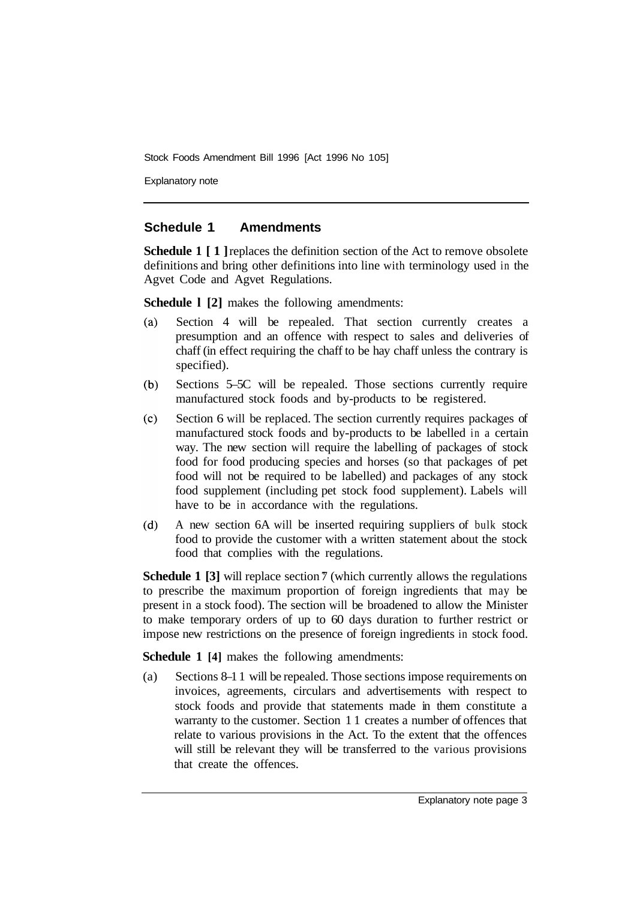## Schedule 1 Amendments

**Schedule 1 [ 1 ]** replaces the definition section of the Act to remove obsolete definitions and bring other definitions into line with terminology used in the Agvet Code and Agvet Regulations.

**Schedule 1 [2]** makes the following amendments:

(a) Section 4 will be repealed. That section currently creates a presumption and an offence with respect to sales and deliveries of chaff (in effect requiring the chaff to be hay chaff unless the contrary is specified).

(b) Sections 5–5C will be repealed. Those sections currently require manufactured stock foods and by-products to be registered.

(c) Section 6 will be replaced. The section currently requires packages of manufactured stock foods and by-products to be labelled in a certain way. The new section will require the labelling of packages of stock food for food producing species and horses (so that packages of pet food will not be required to be labelled) and packages of any stock food supplement (including pet stock food supplement). Labels will have to be in accordance with the regulations.

(d) A new section 6A will be inserted requiring suppliers of bulk stock food to provide the customer with a written statement about the stock food that complies with the regulations.

**Schedule 1 [3]** will replace section 7 (which currently allows the regulations to prescribe the maximum proportion of foreign ingredients that may be present in a stock food). The section will be broadened to allow the Minister to make temporary orders of up to 60 days duration to further restrict or impose new restrictions on the presence of foreign ingredients in stock food.

**Schedule 1 [4]** makes the following amendments:

(a) Sections 8–11 will be repealed. Those sections impose requirements on invoices, agreements, circulars and advertisements with respect to stock foods and provide that statements made in them constitute a warranty to the customer. Section 11 creates a number of offences that relate to various provisions in the Act. To the extent that the offences will still be relevant they will be transferred to the various provisions that create the offences.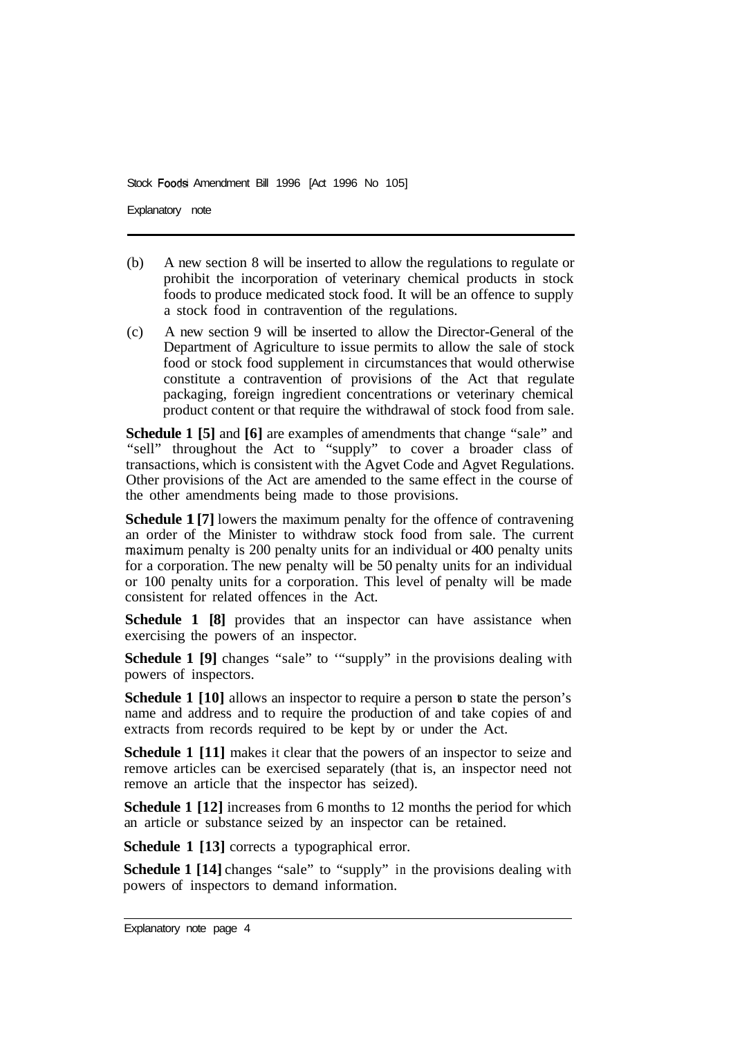(b) A new section 8 will be inserted to allow the regulations to regulate or prohibit the incorporation of veterinary chemical products in stock foods to produce medicated stock food. It will be an offence to supply a stock food in contravention of the regulations.

(c) A new section 9 will be inserted to allow the Director-General of the Department of Agriculture to issue permits to allow the sale of stock food or stock food supplement in circumstances that would otherwise constitute a contravention of provisions of the Act that regulate packaging, foreign ingredient concentrations or veterinary chemical product content or that require the withdrawal of stock food from sale.

**Schedule 1 [5]** and **[6]** are examples of amendments that change "sale" and "sell" throughout the Act to "supply" to cover a broader class of transactions, which is consistent with the Agvet Code and Agvet Regulations. Other provisions of the Act are amended to the same effect in the course of the other amendments being made to those provisions.

**Schedule 1 [7]** lowers the maximum penalty for the offence of contravening an order of the Minister to withdraw stock food from sale. The current maximum penalty is 200 penalty units for an individual or 400 penalty units for a corporation. The new penalty will be 50 penalty units for an individual or 100 penalty units for a corporation. This level of penalty will be made consistent for related offences in the Act.

**Schedule 1 [8]** provides that an inspector can have assistance when exercising the powers of an inspector.

**Schedule 1 [9]** changes "sale" to "supply" in the provisions dealing with powers of inspectors.

**Schedule 1 [10]** allows an inspector to require a person to state the person's name and address and to require the production of and take copies of and extracts from records required to be kept by or under the Act.

**Schedule 1 [11]** makes it clear that the powers of an inspector to seize and remove articles can be exercised separately (that is, an inspector need not remove an article that the inspector has seized).

**Schedule 1 [12]** increases from 6 months to 12 months the period for which an article or substance seized by an inspector can be retained.

**Schedule 1 [13]** corrects a typographical error.

**Schedule 1 [14]** changes "sale" to "supply" in the provisions dealing with powers of inspectors to demand information.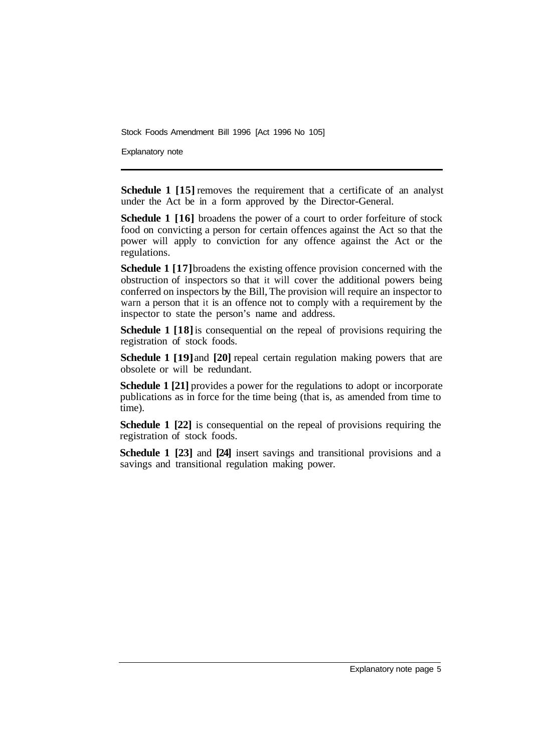**Schedule 1 [15]** removes the requirement that a certificate of an analyst under the Act be in a form approved by the Director-General.

**Schedule 1 [16]** broadens the power of a court to order forfeiture of stock food on convicting a person for certain offences against the Act so that the power will apply to conviction for any offence against the Act or the regulations.

**Schedule 1 [17]** broadens the existing offence provision concerned with the obstruction of inspectors so that it will cover the additional powers being conferred on inspectors by the Bill, The provision will require an inspector to warn a person that it is an offence not to comply with a requirement by the inspector to state the person's name and address.

**Schedule 1 [18]** is consequential on the repeal of provisions requiring the registration of stock foods.

**Schedule 1 [19]** and **[20]** repeal certain regulation making powers that are obsolete or will be redundant.

**Schedule 1 [21]** provides a power for the regulations to adopt or incorporate publications as in force for the time being (that is, as amended from time to time).

**Schedule 1 [22]** is consequential on the repeal of provisions requiring the registration of stock foods.

**Schedule 1 [23]** and **[24]** insert savings and transitional provisions and a savings and transitional regulation making power.